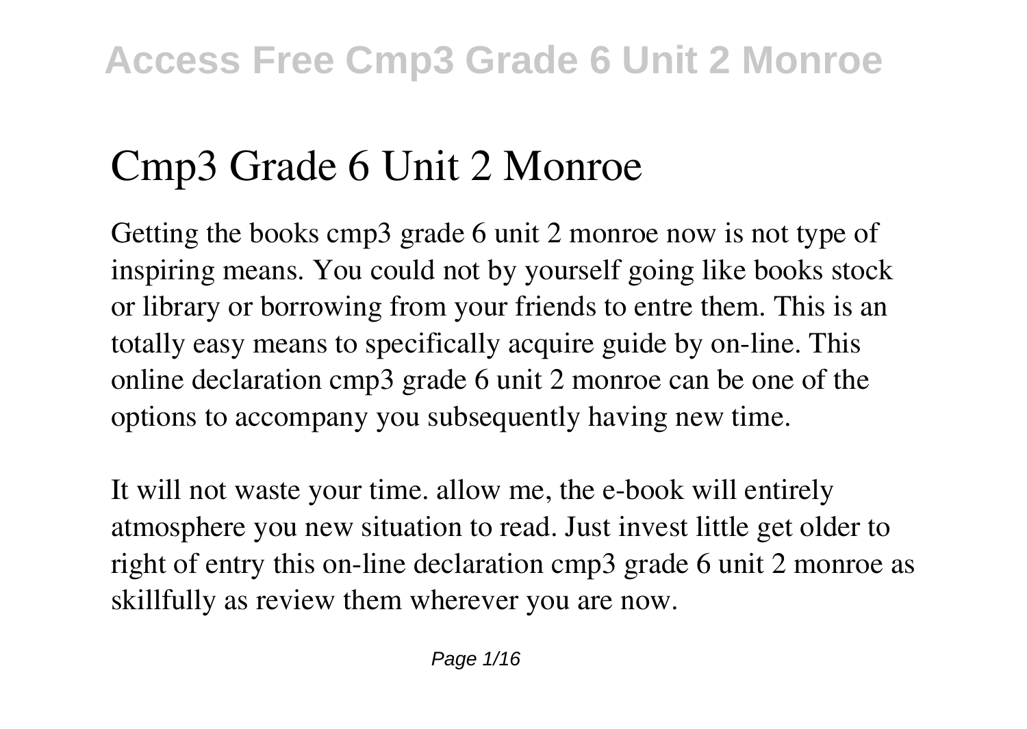# Cmp3 Grade 6 Unit 2 Monroe

Getting the books cmp3 grade 6 unit 2 monroe now is not type of inspiring means. You could not by yourself going like books stock or library or borrowing from your friends to entre them. This is an totally easy means to specifically acquire guide by on-line. This online declaration cmp3 grade 6 unit 2 monroe can be one of the options to accompany you subsequently having new time.

It will not waste your time. allow me, the e-book will entirely atmosphere you new situation to read. Just invest little get older to right of entry this on-line declaration cmp3 grade 6 unit 2 monroe as skillfully as review them wherever you are now.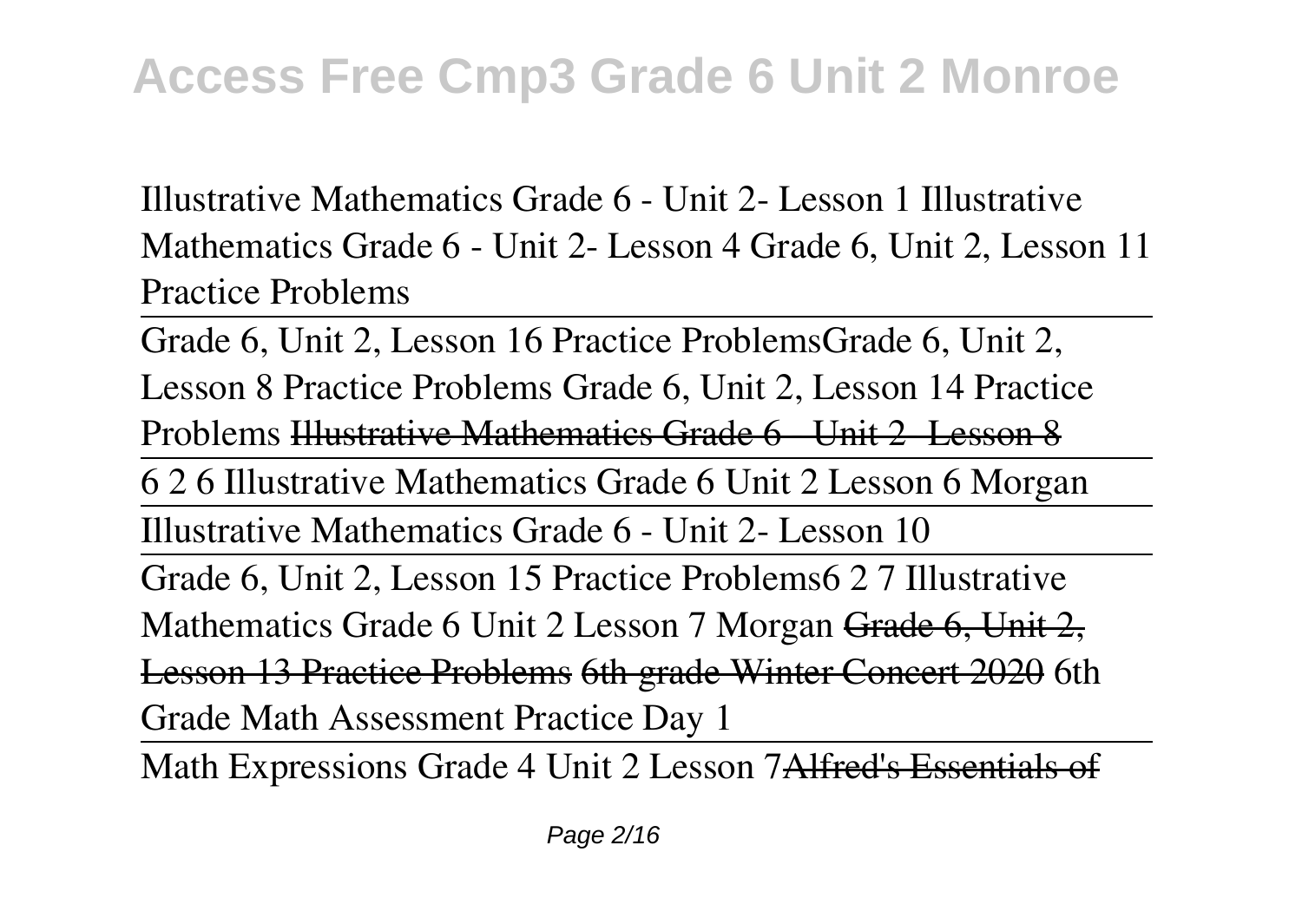Illustrative Mathematics Grade 6 - Unit 2- Lesson 1 Illustrative Mathematics Grade 6 - Unit 2- Lesson 4 Grade 6, Unit 2, Lesson 11 Practice Problems

Grade 6, Unit 2, Lesson 16 Practice ProblemsGrade 6, Unit 2, Lesson 8 Practice Problems Grade 6, Unit 2, Lesson 14 Practice Problems ~~Illustrative Mathematics Grade 6 - Unit 2- Lesson 8~~

6 2 6 Illustrative Mathematics Grade 6 Unit 2 Lesson 6 Morgan

Illustrative Mathematics Grade 6 - Unit 2- Lesson 10

Grade 6, Unit 2, Lesson 15 Practice Problems6 2 7 Illustrative Mathematics Grade 6 Unit 2 Lesson 7 Morgan ~~Grade 6, Unit 2, Lesson 13 Practice Problems~~ ~~6th grade Winter Concert 2020~~ 6th Grade Math Assessment Practice Day 1

Math Expressions Grade 4 Unit 2 Lesson 7~~Alfred's Essentials of~~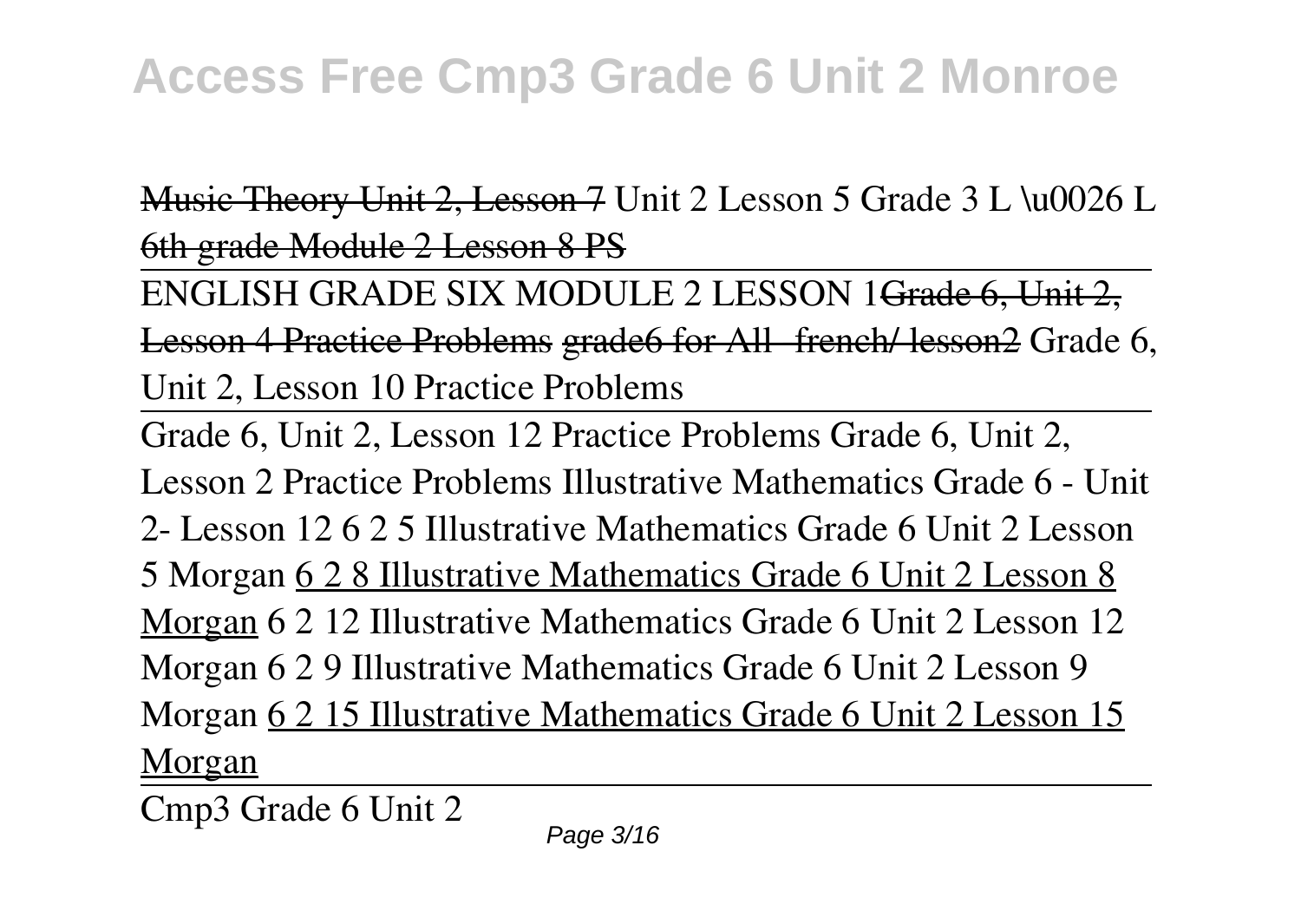Music Theory Unit 2, Lesson 7 Unit 2 Lesson 5 Grade 3 L \u0026 L 6th grade Module 2 Lesson 8 PS

ENGLISH GRADE SIX MODULE 2 LESSON 1Grade 6, Unit 2, Lesson 4 Practice Problems grade6 for All- french/ lesson2 Grade 6, Unit 2, Lesson 10 Practice Problems

Grade 6, Unit 2, Lesson 12 Practice Problems Grade 6, Unit 2, Lesson 2 Practice Problems Illustrative Mathematics Grade 6 - Unit 2- Lesson 12 6 2 5 Illustrative Mathematics Grade 6 Unit 2 Lesson 5 Morgan 6 2 8 Illustrative Mathematics Grade 6 Unit 2 Lesson 8 Morgan 6 2 12 Illustrative Mathematics Grade 6 Unit 2 Lesson 12 Morgan 6 2 9 Illustrative Mathematics Grade 6 Unit 2 Lesson 9 Morgan 6 2 15 Illustrative Mathematics Grade 6 Unit 2 Lesson 15 Morgan

Cmp3 Grade 6 Unit 2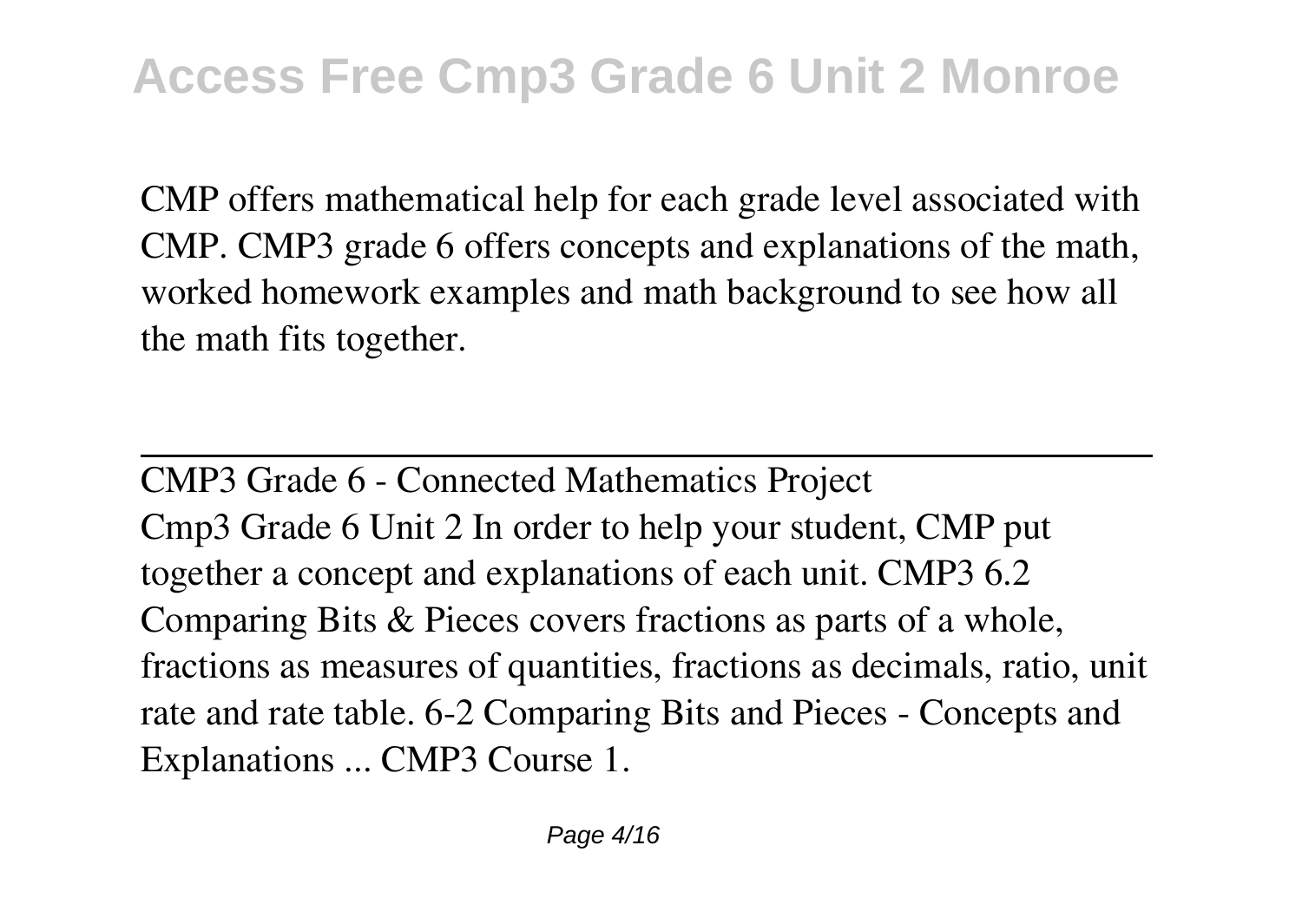CMP offers mathematical help for each grade level associated with CMP. CMP3 grade 6 offers concepts and explanations of the math, worked homework examples and math background to see how all the math fits together.

---

CMP3 Grade 6 - Connected Mathematics Project

Cmp3 Grade 6 Unit 2 In order to help your student, CMP put together a concept and explanations of each unit. CMP3 6.2 Comparing Bits & Pieces covers fractions as parts of a whole, fractions as measures of quantities, fractions as decimals, ratio, unit rate and rate table. 6-2 Comparing Bits and Pieces - Concepts and Explanations ... CMP3 Course 1.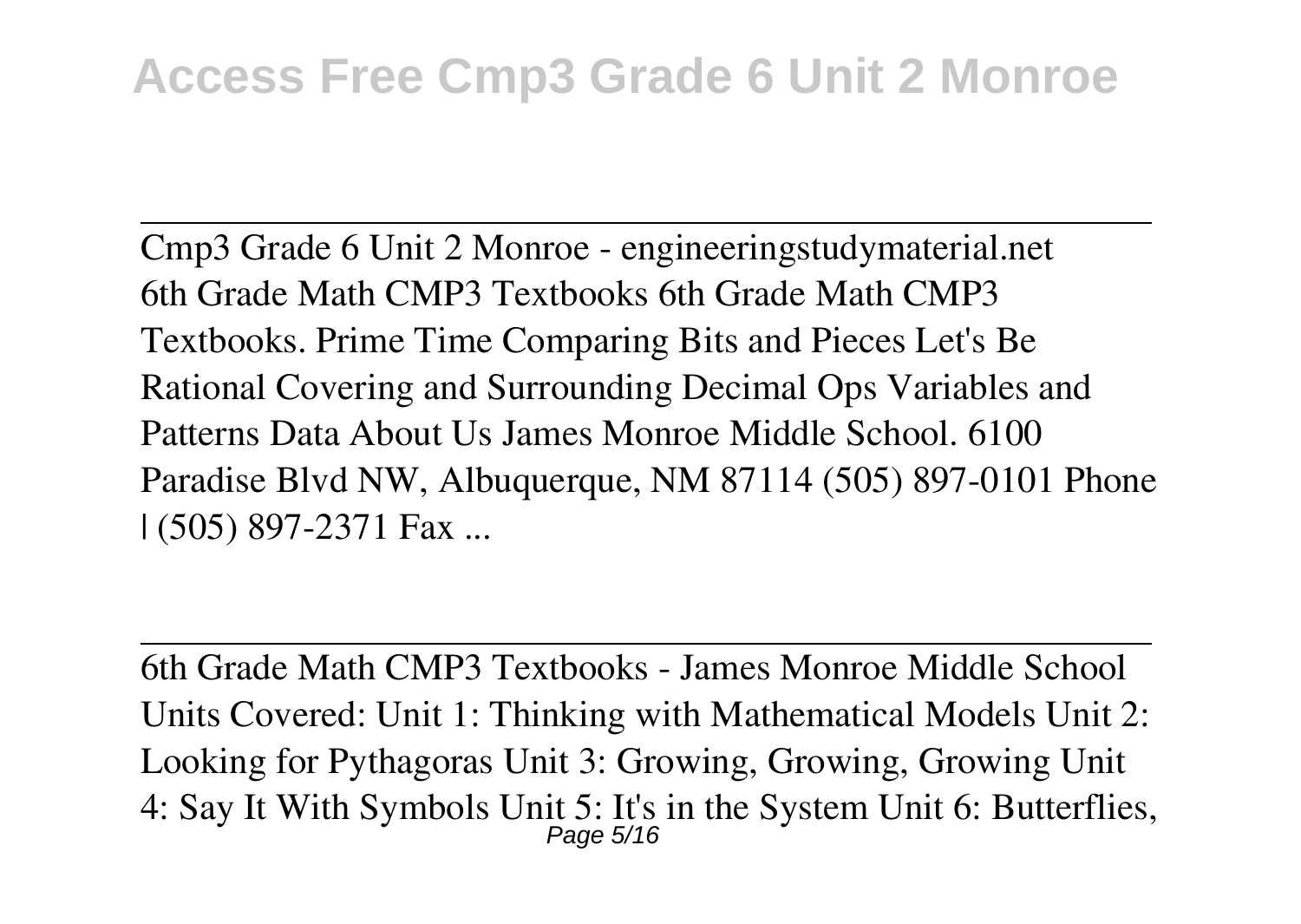Cmp3 Grade 6 Unit 2 Monroe - engineeringstudymaterial.net
6th Grade Math CMP3 Textbooks 6th Grade Math CMP3 Textbooks. Prime Time Comparing Bits and Pieces Let's Be Rational Covering and Surrounding Decimal Ops Variables and Patterns Data About Us James Monroe Middle School. 6100 Paradise Blvd NW, Albuquerque, NM 87114 (505) 897-0101 Phone | (505) 897-2371 Fax ...

6th Grade Math CMP3 Textbooks - James Monroe Middle School
Units Covered: Unit 1: Thinking with Mathematical Models Unit 2: Looking for Pythagoras Unit 3: Growing, Growing, Growing Unit 4: Say It With Symbols Unit 5: It's in the System Unit 6: Butterflies,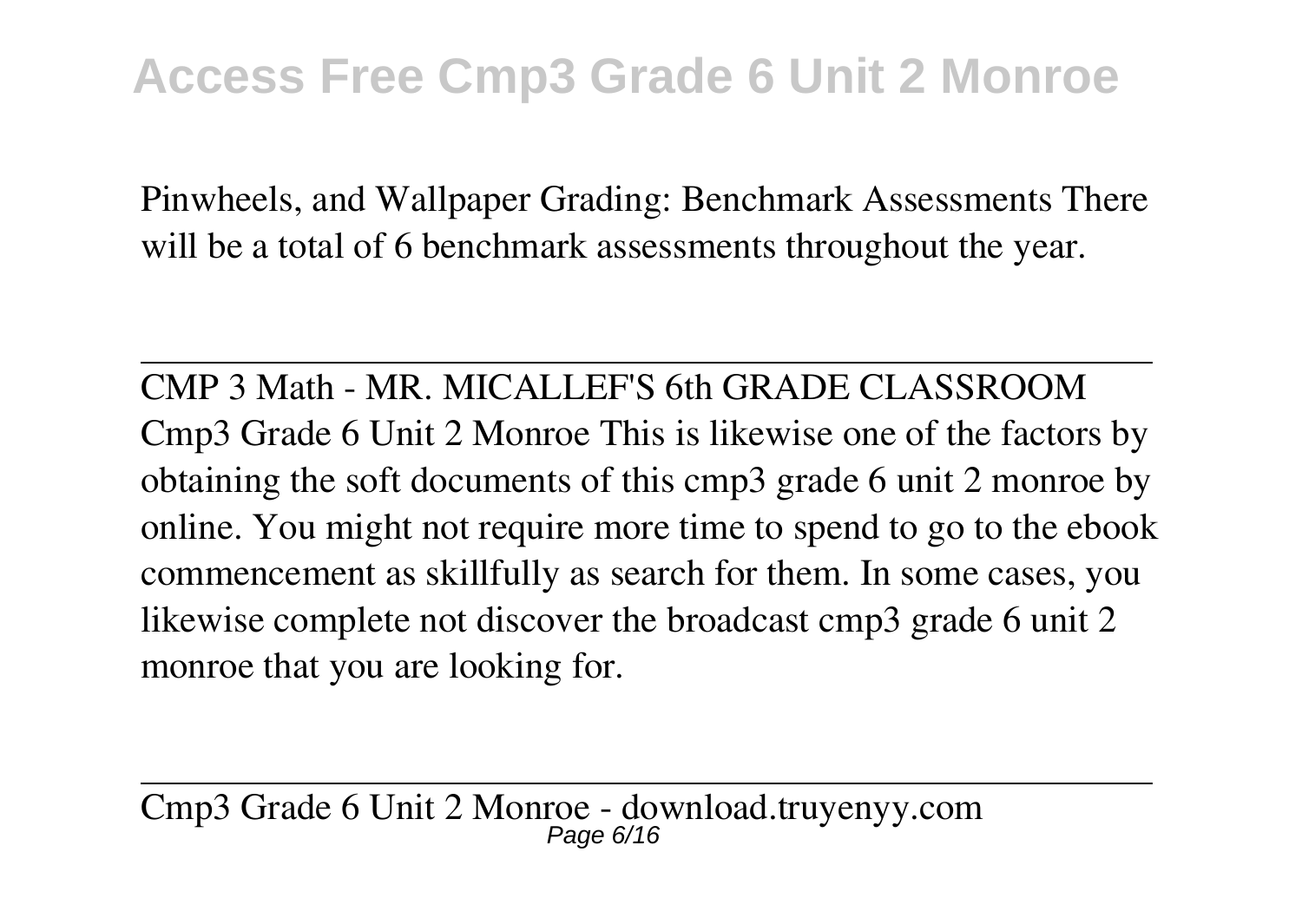Pinwheels, and Wallpaper Grading: Benchmark Assessments There will be a total of 6 benchmark assessments throughout the year.

---

CMP 3 Math - MR. MICALLEF'S 6th GRADE CLASSROOM
Cmp3 Grade 6 Unit 2 Monroe This is likewise one of the factors by obtaining the soft documents of this cmp3 grade 6 unit 2 monroe by online. You might not require more time to spend to go to the ebook commencement as skillfully as search for them. In some cases, you likewise complete not discover the broadcast cmp3 grade 6 unit 2 monroe that you are looking for.

---

Cmp3 Grade 6 Unit 2 Monroe - download.truyenyy.com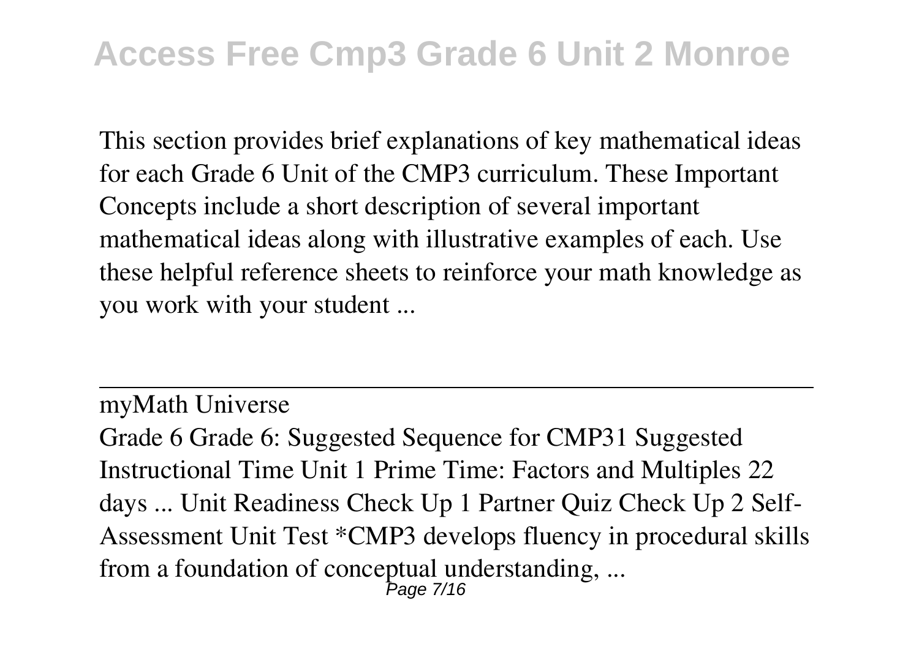This section provides brief explanations of key mathematical ideas for each Grade 6 Unit of the CMP3 curriculum. These Important Concepts include a short description of several important mathematical ideas along with illustrative examples of each. Use these helpful reference sheets to reinforce your math knowledge as you work with your student ...

---

myMath Universe

Grade 6 Grade 6: Suggested Sequence for CMP31 Suggested Instructional Time Unit 1 Prime Time: Factors and Multiples 22 days ... Unit Readiness Check Up 1 Partner Quiz Check Up 2 Self-Assessment Unit Test *CMP3 develops fluency in procedural skills from a foundation of conceptual understanding, ...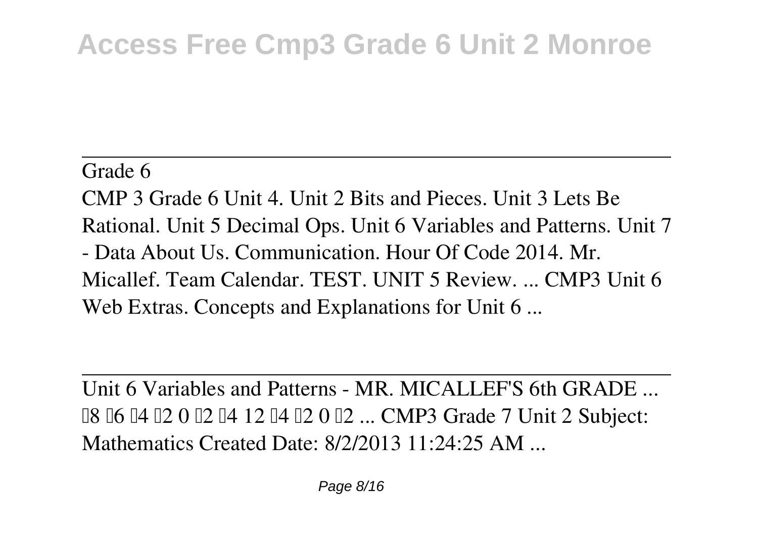Grade 6

CMP 3 Grade 6 Unit 4. Unit 2 Bits and Pieces. Unit 3 Lets Be Rational. Unit 5 Decimal Ops. Unit 6 Variables and Patterns. Unit 7 - Data About Us. Communication. Hour Of Code 2014. Mr. Micallef. Team Calendar. TEST. UNIT 5 Review. ... CMP3 Unit 6 Web Extras. Concepts and Explanations for Unit 6 ...

Unit 6 Variables and Patterns - MR. MICALLEF'S 6th GRADE ...

8 6 4 2 0 2 4 12 4 2 0 2 ... CMP3 Grade 7 Unit 2 Subject: Mathematics Created Date: 8/2/2013 11:24:25 AM ...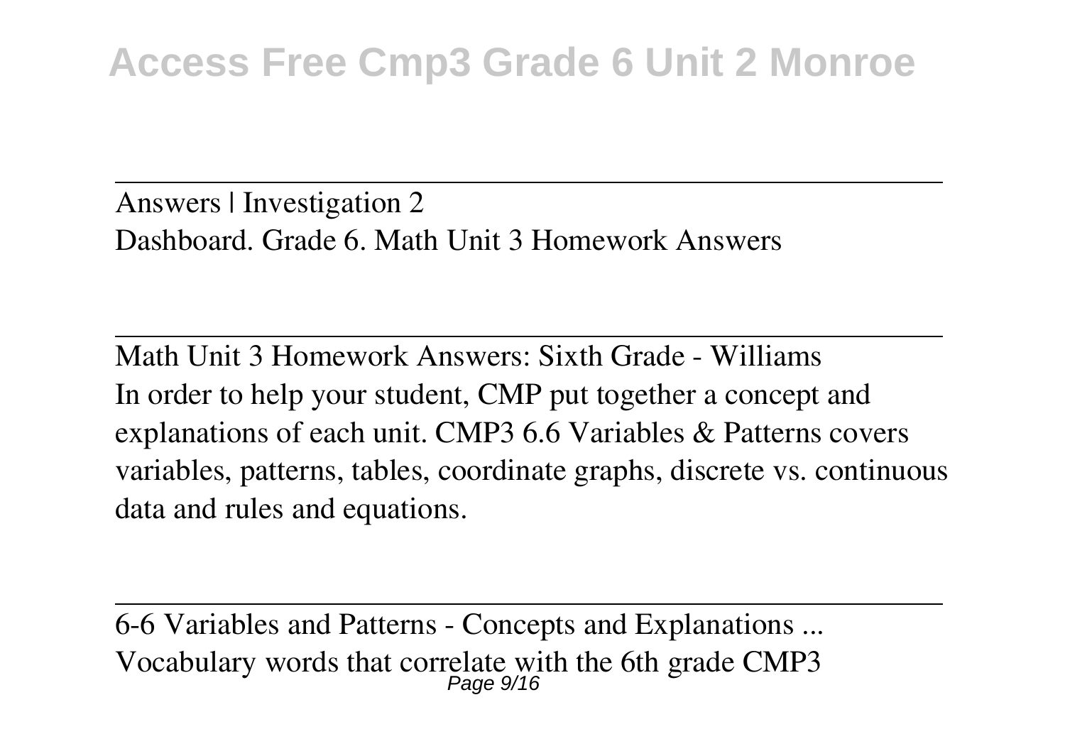Answers | Investigation 2

Dashboard. Grade 6. Math Unit 3 Homework Answers

---

Math Unit 3 Homework Answers: Sixth Grade - Williams

In order to help your student, CMP put together a concept and explanations of each unit. CMP3 6.6 Variables & Patterns covers variables, patterns, tables, coordinate graphs, discrete vs. continuous data and rules and equations.

---

6-6 Variables and Patterns - Concepts and Explanations ...

Vocabulary words that correlate with the 6th grade CMP3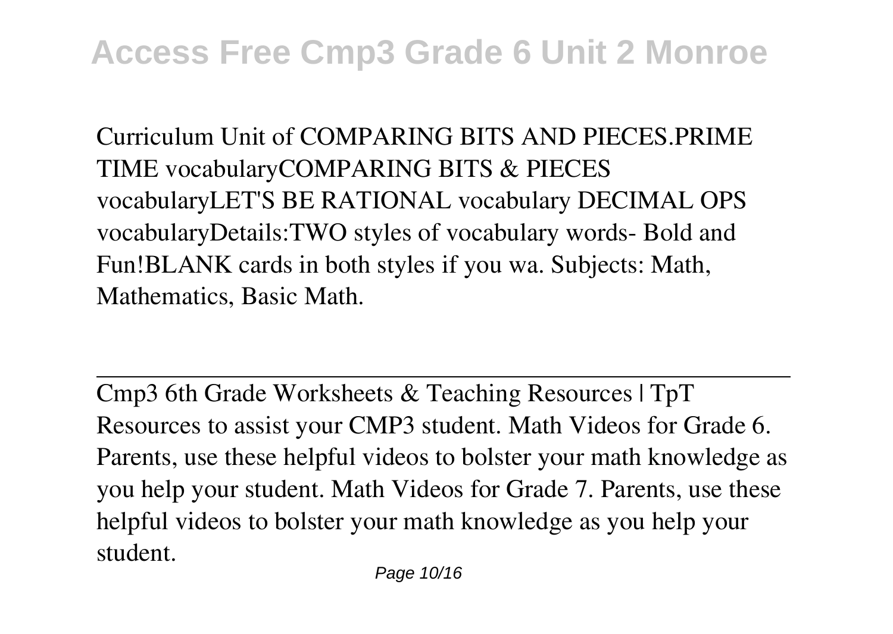Curriculum Unit of COMPARING BITS AND PIECES.PRIME TIME vocabularyCOMPARING BITS & PIECES vocabularyLET'S BE RATIONAL vocabulary DECIMAL OPS vocabularyDetails:TWO styles of vocabulary words- Bold and Fun!BLANK cards in both styles if you wa. Subjects: Math, Mathematics, Basic Math.

---

Cmp3 6th Grade Worksheets & Teaching Resources | TpT

Resources to assist your CMP3 student. Math Videos for Grade 6. Parents, use these helpful videos to bolster your math knowledge as you help your student. Math Videos for Grade 7. Parents, use these helpful videos to bolster your math knowledge as you help your student.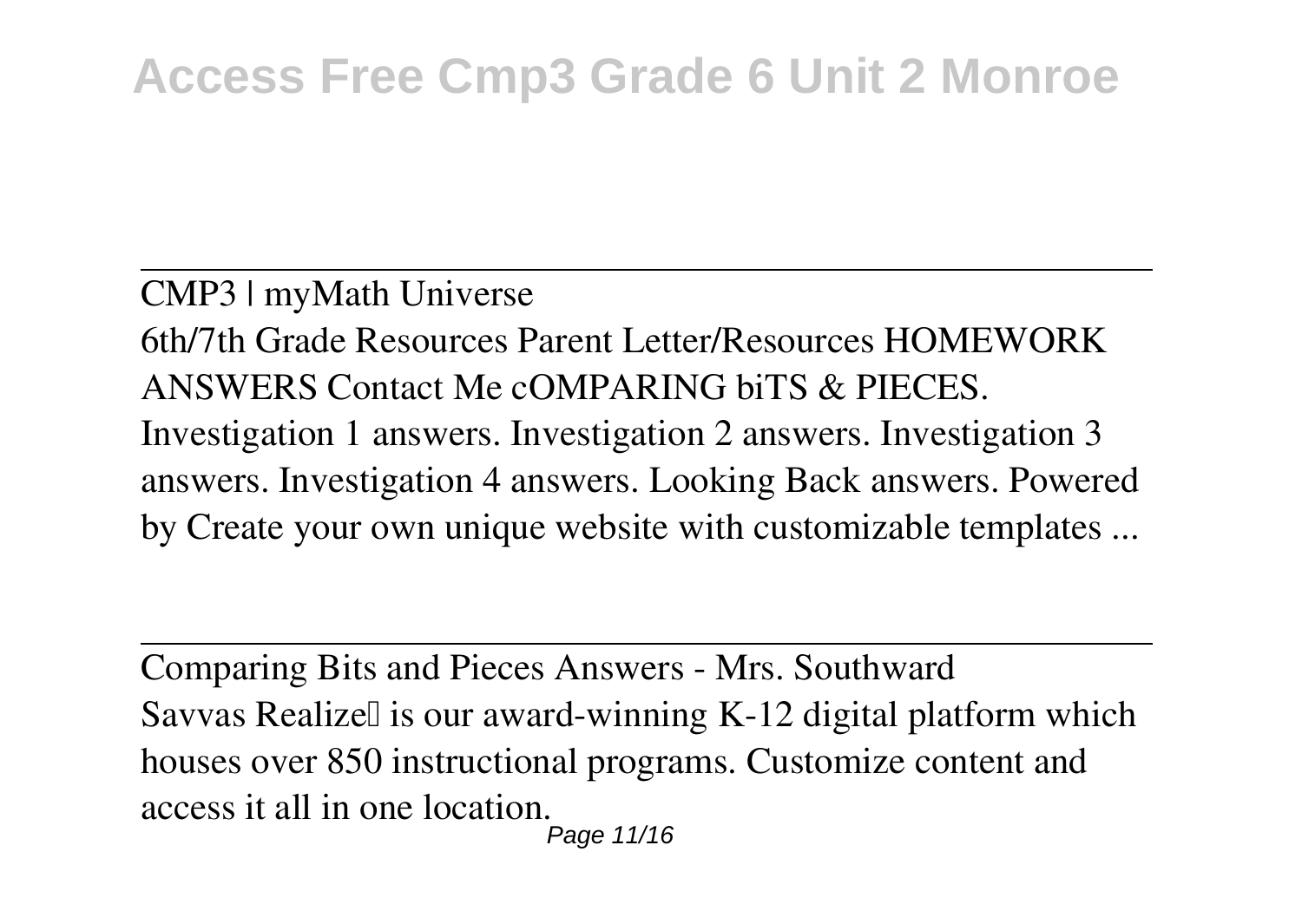CMP3 | myMath Universe

6th/7th Grade Resources Parent Letter/Resources HOMEWORK ANSWERS Contact Me cOMPARING biTS & PIECES. Investigation 1 answers. Investigation 2 answers. Investigation 3 answers. Investigation 4 answers. Looking Back answers. Powered by Create your own unique website with customizable templates ...

---

Comparing Bits and Pieces Answers - Mrs. Southward

Savvas Realize is our award-winning K-12 digital platform which houses over 850 instructional programs. Customize content and access it all in one location.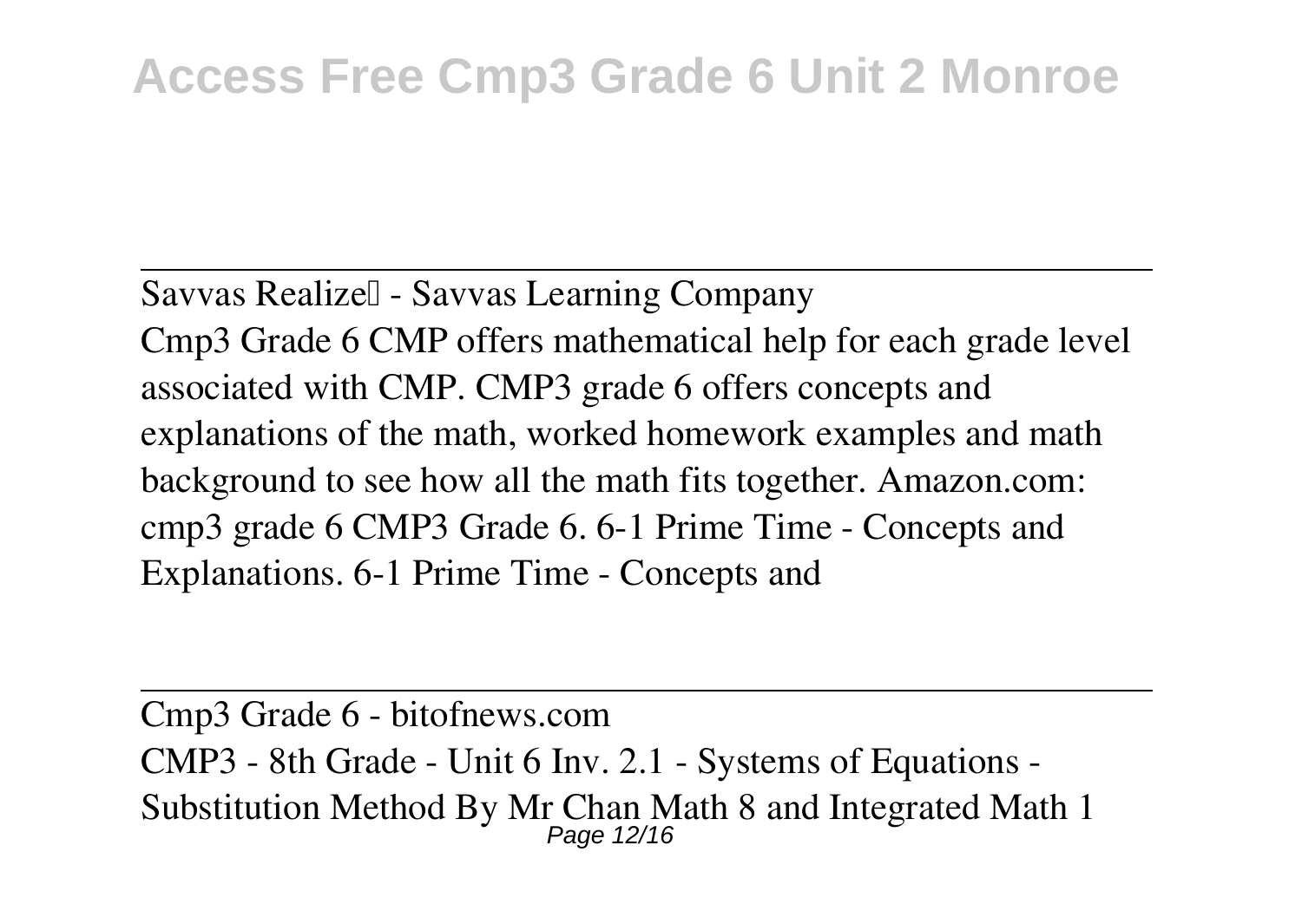Savvas Realize™ - Savvas Learning Company

Cmp3 Grade 6 CMP offers mathematical help for each grade level associated with CMP. CMP3 grade 6 offers concepts and explanations of the math, worked homework examples and math background to see how all the math fits together. Amazon.com: cmp3 grade 6 CMP3 Grade 6. 6-1 Prime Time - Concepts and Explanations. 6-1 Prime Time - Concepts and

---

Cmp3 Grade 6 - bitofnews.com

CMP3 - 8th Grade - Unit 6 Inv. 2.1 - Systems of Equations - Substitution Method By Mr Chan Math 8 and Integrated Math 1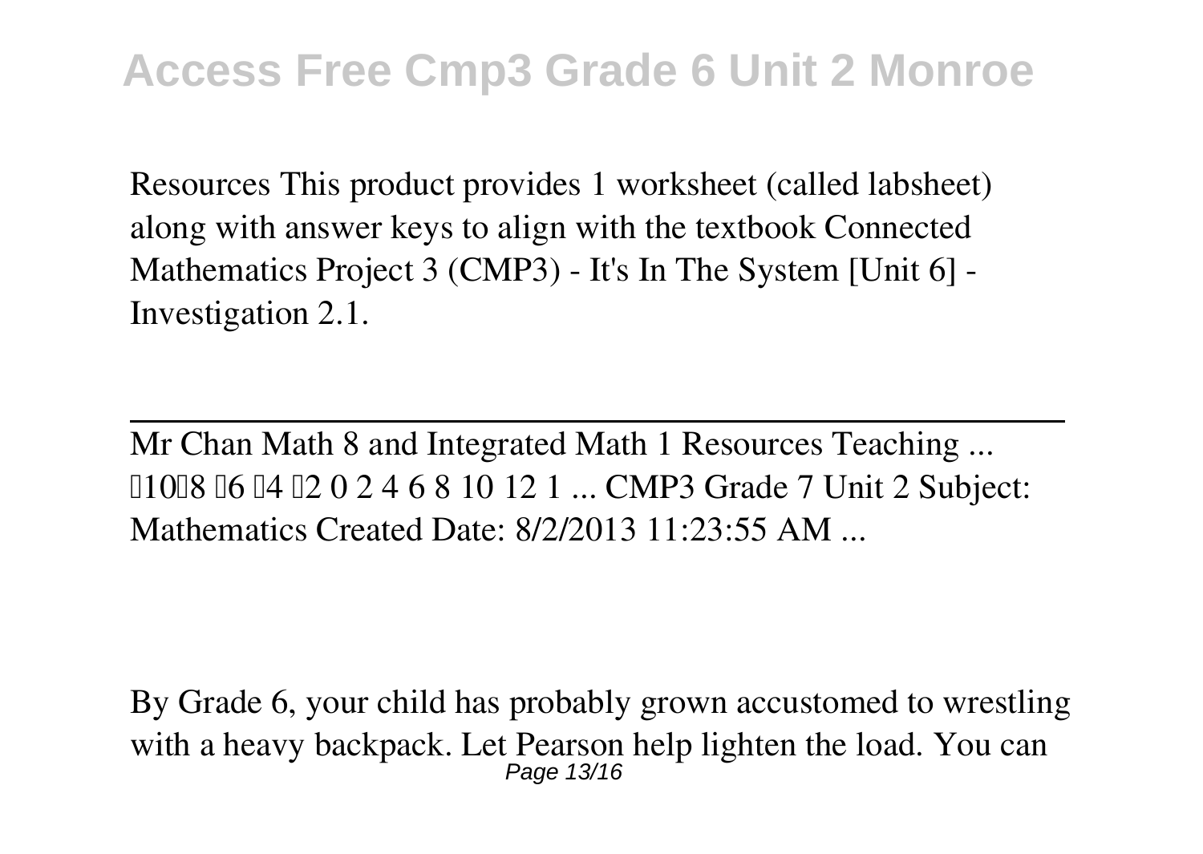Resources This product provides 1 worksheet (called labsheet) along with answer keys to align with the textbook Connected Mathematics Project 3 (CMP3) - It's In The System [Unit 6] - Investigation 2.1.

---

Mr Chan Math 8 and Integrated Math 1 Resources Teaching ...
10 8 6 4 2 0 2 4 6 8 10 12 1 ... CMP3 Grade 7 Unit 2 Subject: Mathematics Created Date: 8/2/2013 11:23:55 AM ...

By Grade 6, your child has probably grown accustomed to wrestling with a heavy backpack. Let Pearson help lighten the load. You can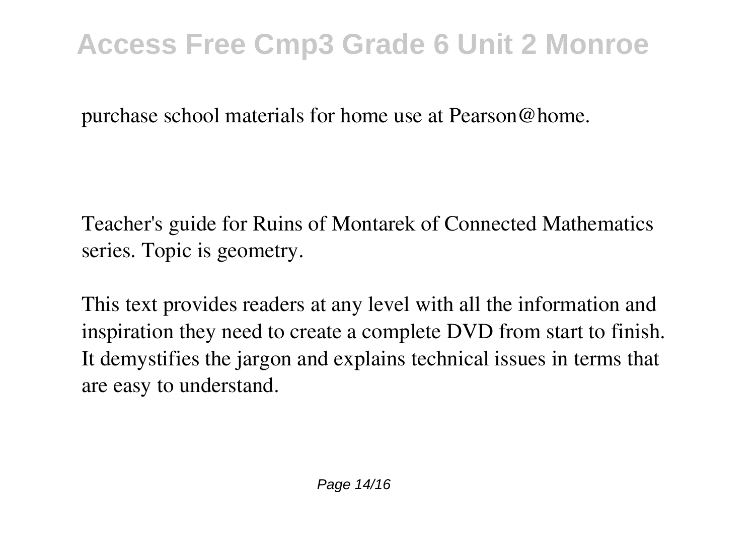purchase school materials for home use at Pearson@home.

Teacher's guide for Ruins of Montarek of Connected Mathematics series. Topic is geometry.

This text provides readers at any level with all the information and inspiration they need to create a complete DVD from start to finish. It demystifies the jargon and explains technical issues in terms that are easy to understand.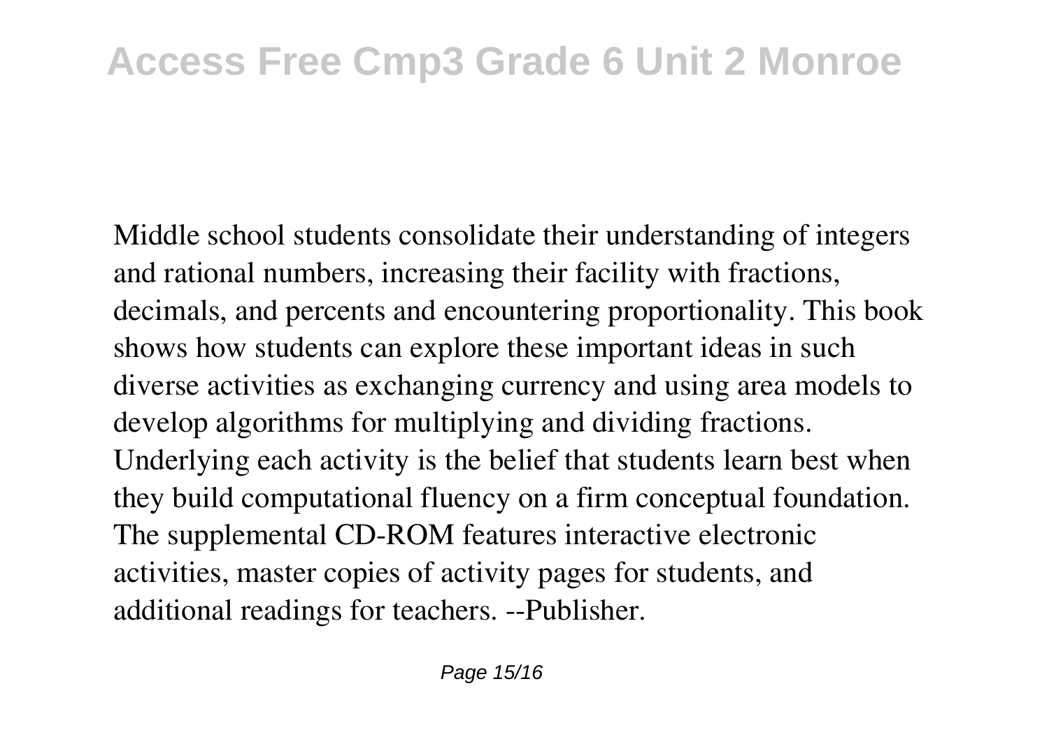Middle school students consolidate their understanding of integers and rational numbers, increasing their facility with fractions, decimals, and percents and encountering proportionality. This book shows how students can explore these important ideas in such diverse activities as exchanging currency and using area models to develop algorithms for multiplying and dividing fractions. Underlying each activity is the belief that students learn best when they build computational fluency on a firm conceptual foundation. The supplemental CD-ROM features interactive electronic activities, master copies of activity pages for students, and additional readings for teachers. --Publisher.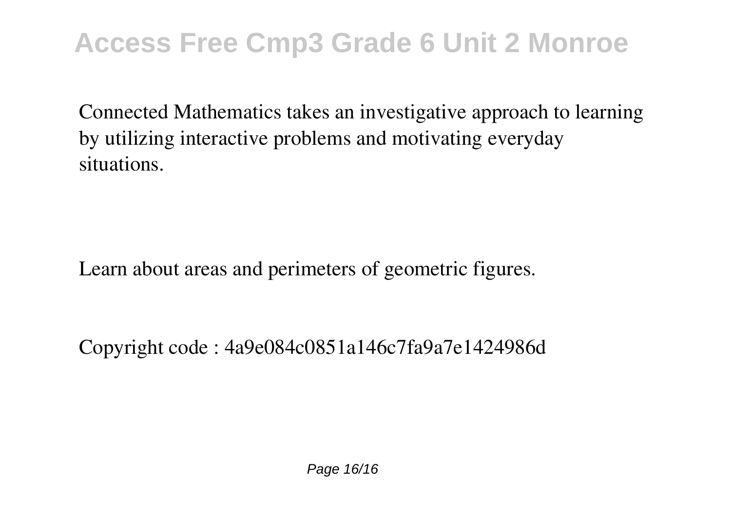Connected Mathematics takes an investigative approach to learning by utilizing interactive problems and motivating everyday situations.

Learn about areas and perimeters of geometric figures.

Copyright code : 4a9e084c0851a146c7fa9a7e1424986d